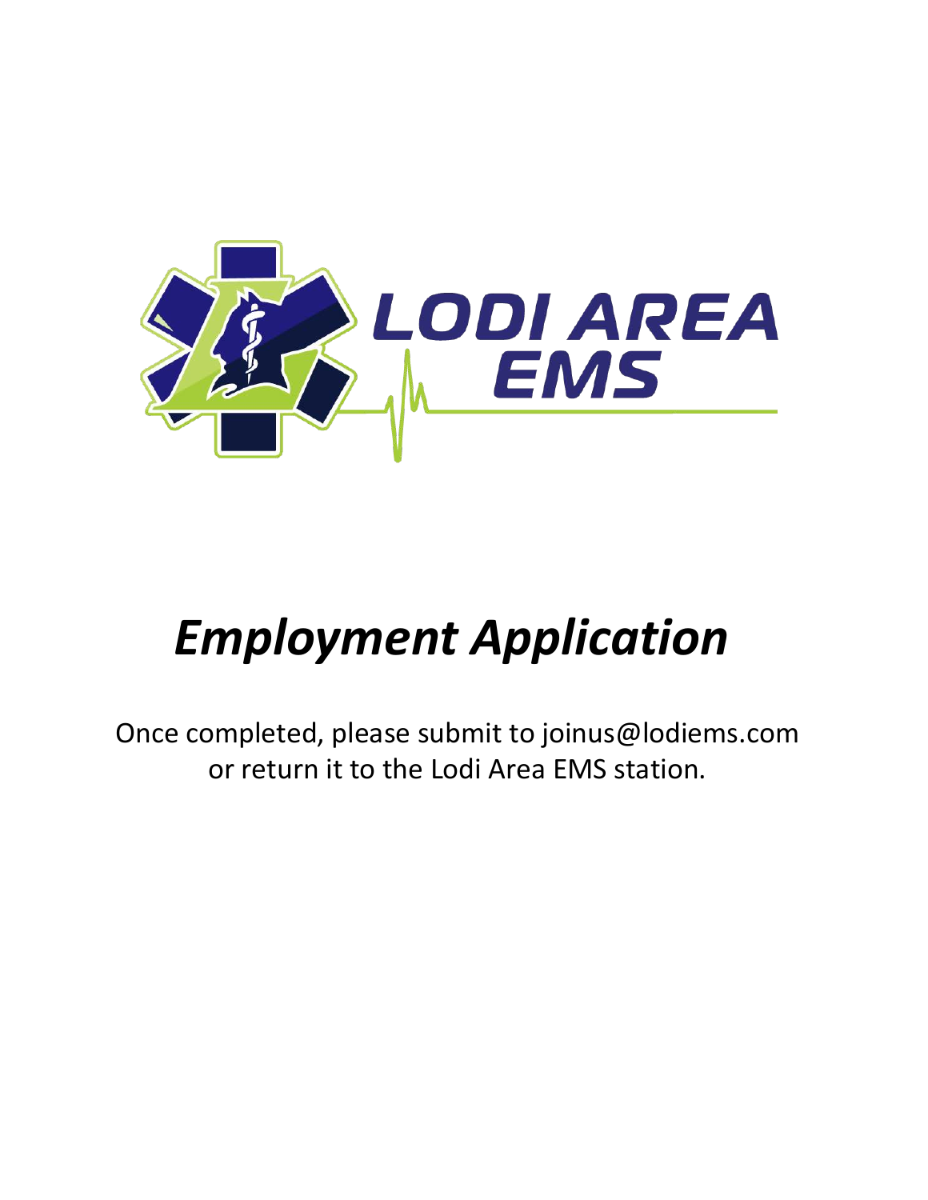LODI AREA EMS

# *Employment Application*

Once completed, please submit to joinus@lodiems.com or return it to the Lodi Area EMS station.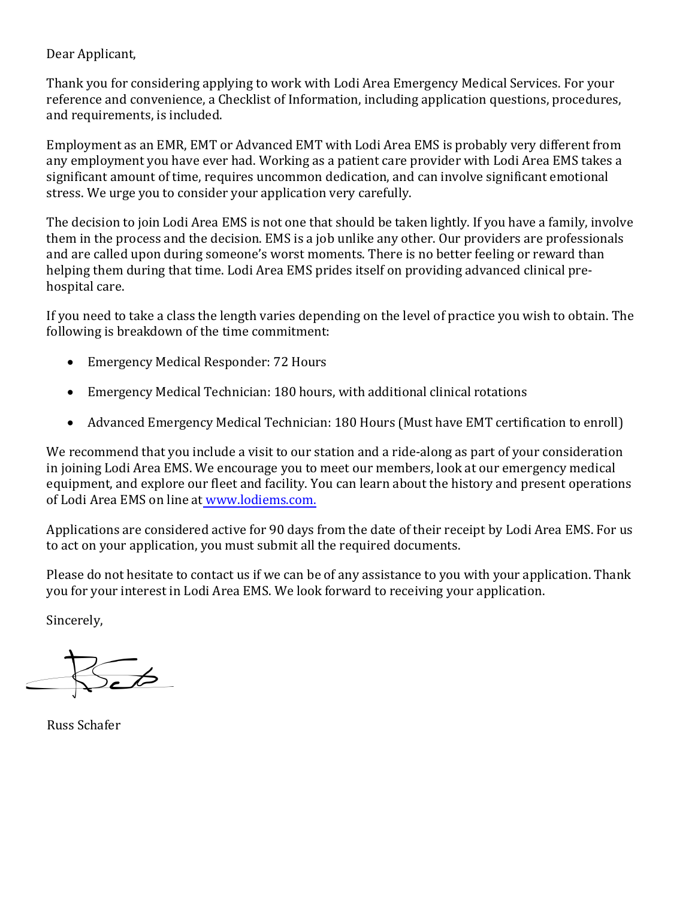Dear Applicant,

Thank you for considering applying to work with Lodi Area Emergency Medical Services. For your reference and convenience, a Checklist of Information, including application questions, procedures, and requirements, is included.

Employment as an EMR, EMT or Advanced EMT with Lodi Area EMS is probably very different from any employment you have ever had. Working as a patient care provider with Lodi Area EMS takes a significant amount of time, requires uncommon dedication, and can involve significant emotional stress. We urge you to consider your application very carefully.

The decision to join Lodi Area EMS is not one that should be taken lightly. If you have a family, involve them in the process and the decision. EMS is a job unlike any other. Our providers are professionals and are called upon during someone's worst moments. There is no better feeling or reward than helping them during that time. Lodi Area EMS prides itself on providing advanced clinical pre-hospital care.

If you need to take a class the length varies depending on the level of practice you wish to obtain. The following is breakdown of the time commitment:

- Emergency Medical Responder: 72 Hours
- Emergency Medical Technician: 180 hours, with additional clinical rotations
- Advanced Emergency Medical Technician: 180 Hours (Must have EMT certification to enroll)

We recommend that you include a visit to our station and a ride-along as part of your consideration in joining Lodi Area EMS. We encourage you to meet our members, look at our emergency medical equipment, and explore our fleet and facility. You can learn about the history and present operations of Lodi Area EMS on line at www.lodiems.com.

Applications are considered active for 90 days from the date of their receipt by Lodi Area EMS. For us to act on your application, you must submit all the required documents.

Please do not hesitate to contact us if we can be of any assistance to you with your application. Thank you for your interest in Lodi Area EMS. We look forward to receiving your application.

Sincerely,

Russ Schafer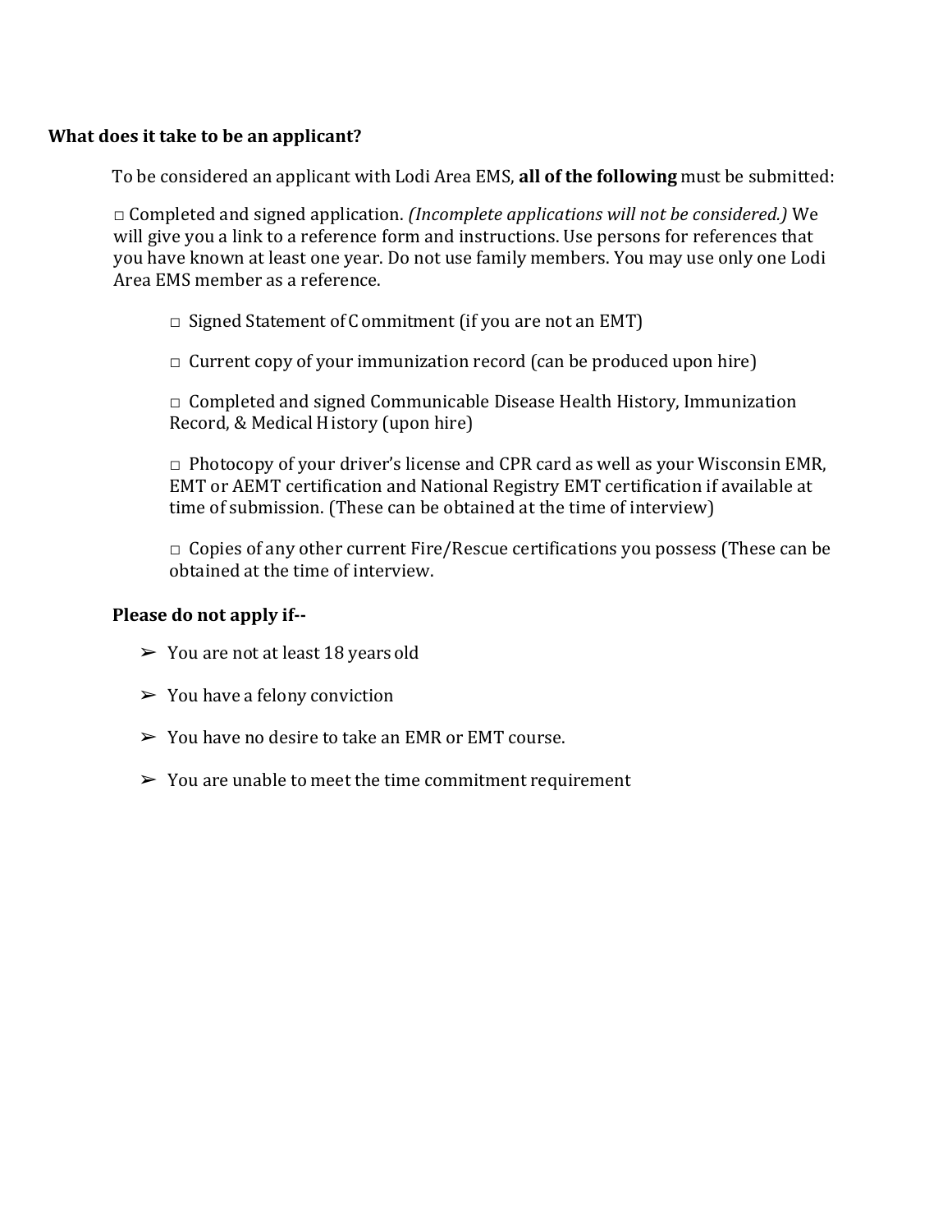**What does it take to be an applicant?**

To be considered an applicant with Lodi Area EMS, **all of the following** must be submitted:

□ Completed and signed application. *(Incomplete applications will not be considered.)* We will give you a link to a reference form and instructions. Use persons for references that you have known at least one year. Do not use family members. You may use only one Lodi Area EMS member as a reference.

- □ Signed Statement of Commitment (if you are not an EMT)
- □ Current copy of your immunization record (can be produced upon hire)
- □ Completed and signed Communicable Disease Health History, Immunization Record, & Medical History (upon hire)
- □ Photocopy of your driver's license and CPR card as well as your Wisconsin EMR, EMT or AEMT certification and National Registry EMT certification if available at time of submission. (These can be obtained at the time of interview)
- □ Copies of any other current Fire/Rescue certifications you possess (These can be obtained at the time of interview.

**Please do not apply if--**

- ➢ You are not at least 18 years old
- ➢ You have a felony conviction
- ➢ You have no desire to take an EMR or EMT course.
- ➢ You are unable to meet the time commitment requirement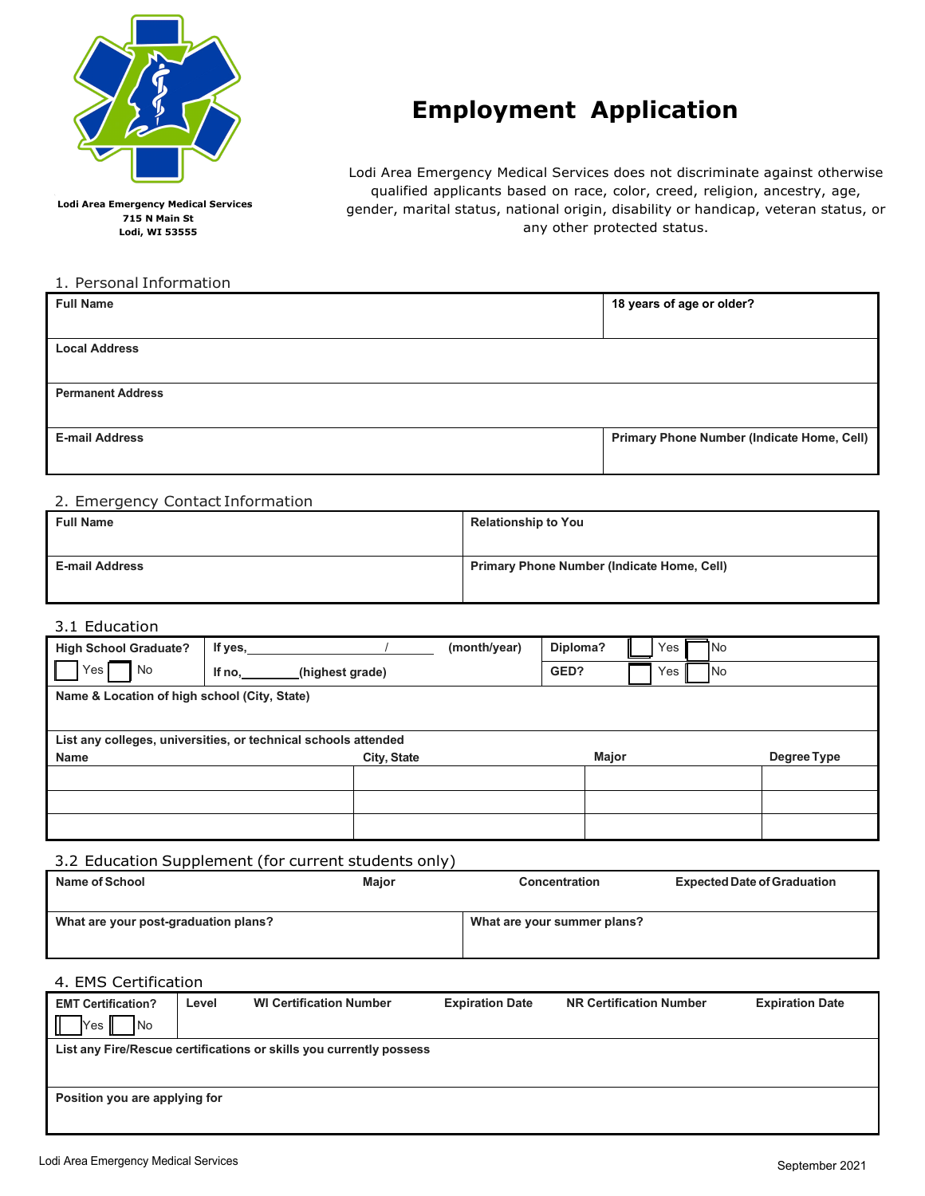Lodi Area Emergency Medical Services
715 N Main St
Lodi, WI 53555

# Employment Application

Lodi Area Emergency Medical Services does not discriminate against otherwise qualified applicants based on race, color, creed, religion, ancestry, age, gender, marital status, national origin, disability or handicap, veteran status, or any other protected status.

## 1. Personal Information

| Full Name | 18 years of age or older? |
|---|---|
| Local Address | |
| Permanent Address | |
| E-mail Address | Primary Phone Number (Indicate Home, Cell) |

## 2. Emergency Contact Information

| Full Name | Relationship to You |
|---|---|
| E-mail Address | Primary Phone Number (Indicate Home, Cell) |

## 3.1 Education

| High School Graduate? | If yes, ______ / ______ (month/year) | Diploma? ☐ Yes ☐ No |
|---|---|---|
| ☐ Yes ☐ No | If no, ________ (highest grade) | GED? ☐ Yes ☐ No |
| Name & Location of high school (City, State) | | |

List any colleges, universities, or technical schools attended

| Name | City, State | Major | Degree Type |
|---|---|---|---|
| | | | |
| | | | |
| | | | |

## 3.2 Education Supplement (for current students only)

| Name of School | Major | Concentration | Expected Date of Graduation |
|---|---|---|---|
| What are your post-graduation plans? | | What are your summer plans? | |

## 4. EMS Certification

| EMT Certification? ☐ Yes ☐ No | Level | WI Certification Number | Expiration Date | NR Certification Number | Expiration Date |
|---|---|---|---|---|---|
| List any Fire/Rescue certifications or skills you currently possess | | | | | |
| Position you are applying for | | | | | |

Lodi Area Emergency Medical Services

September 2021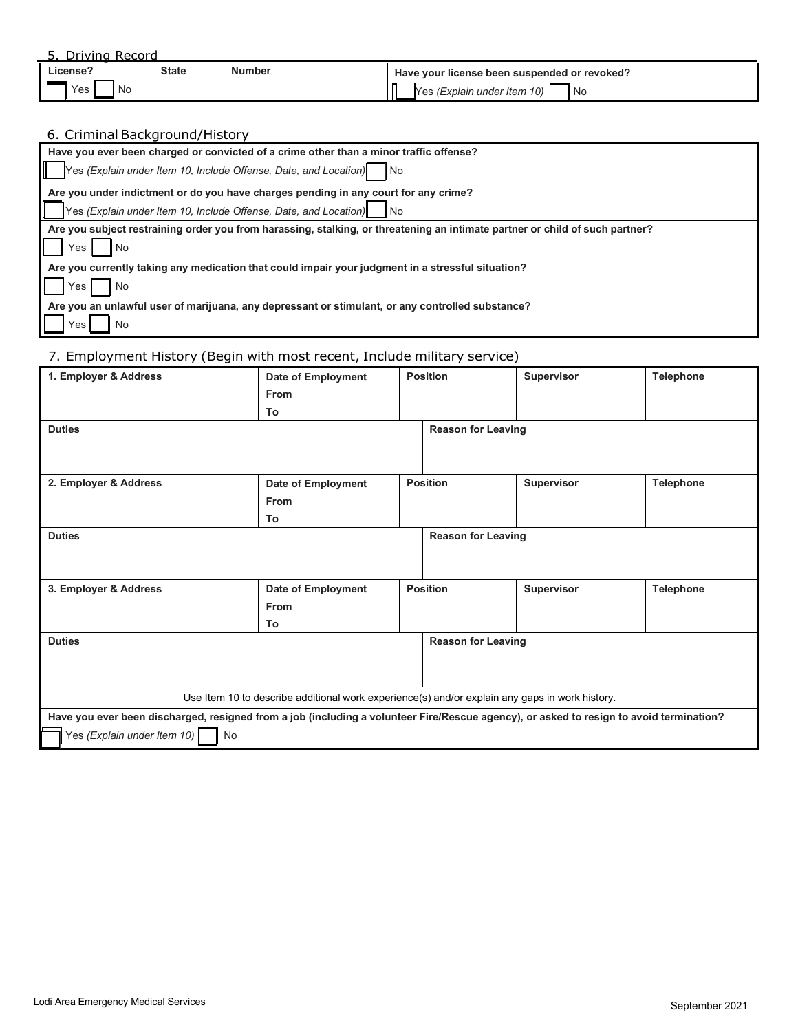## 5. Driving Record

| License? | State | Number | Have your license been suspended or revoked? |
|---|---|---|---|
| ☐ Yes ☐ No | | | ☐ Yes *(Explain under Item 10)* ☐ No |

## 6. Criminal Background/History

| |
|---|
| **Have you ever been charged or convicted of a crime other than a minor traffic offense?** |
| ☐ Yes *(Explain under Item 10, Include Offense, Date, and Location)* ☐ No |
| **Are you under indictment or do you have charges pending in any court for any crime?** |
| ☐ Yes *(Explain under Item 10, Include Offense, Date, and Location)* ☐ No |
| **Are you subject restraining order you from harassing, stalking, or threatening an intimate partner or child of such partner?** |
| ☐ Yes ☐ No |
| **Are you currently taking any medication that could impair your judgment in a stressful situation?** |
| ☐ Yes ☐ No |
| **Are you an unlawful user of marijuana, any depressant or stimulant, or any controlled substance?** |
| ☐ Yes ☐ No |

## 7. Employment History (Begin with most recent, Include military service)

| 1. Employer & Address | Date of Employment<br>From<br>To | Position | Supervisor | Telephone |
|---|---|---|---|---|
| **Duties** | | **Reason for Leaving** | | |
| **2. Employer & Address** | **Date of Employment**<br>**From**<br>**To** | **Position** | **Supervisor** | **Telephone** |
| **Duties** | | **Reason for Leaving** | | |
| **3. Employer & Address** | **Date of Employment**<br>**From**<br>**To** | **Position** | **Supervisor** | **Telephone** |
| **Duties** | | **Reason for Leaving** | | |

Use Item 10 to describe additional work experience(s) and/or explain any gaps in work history.

**Have you ever been discharged, resigned from a job (including a volunteer Fire/Rescue agency), or asked to resign to avoid termination?**

☐ Yes *(Explain under Item 10)* ☐ No

Lodi Area Emergency Medical Services

September 2021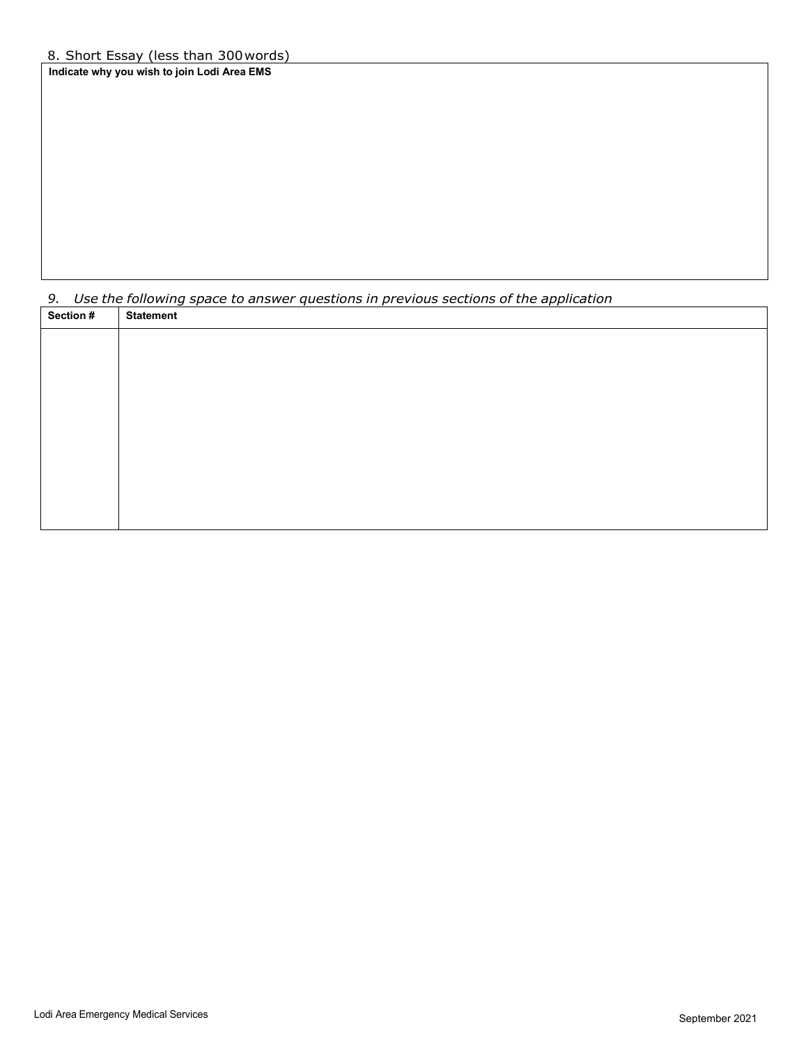8. Short Essay (less than 300 words)

| Indicate why you wish to join Lodi Area EMS |
| --- |
| |

*9. Use the following space to answer questions in previous sections of the application*

| Section # | Statement |
| --- | --- |
| | |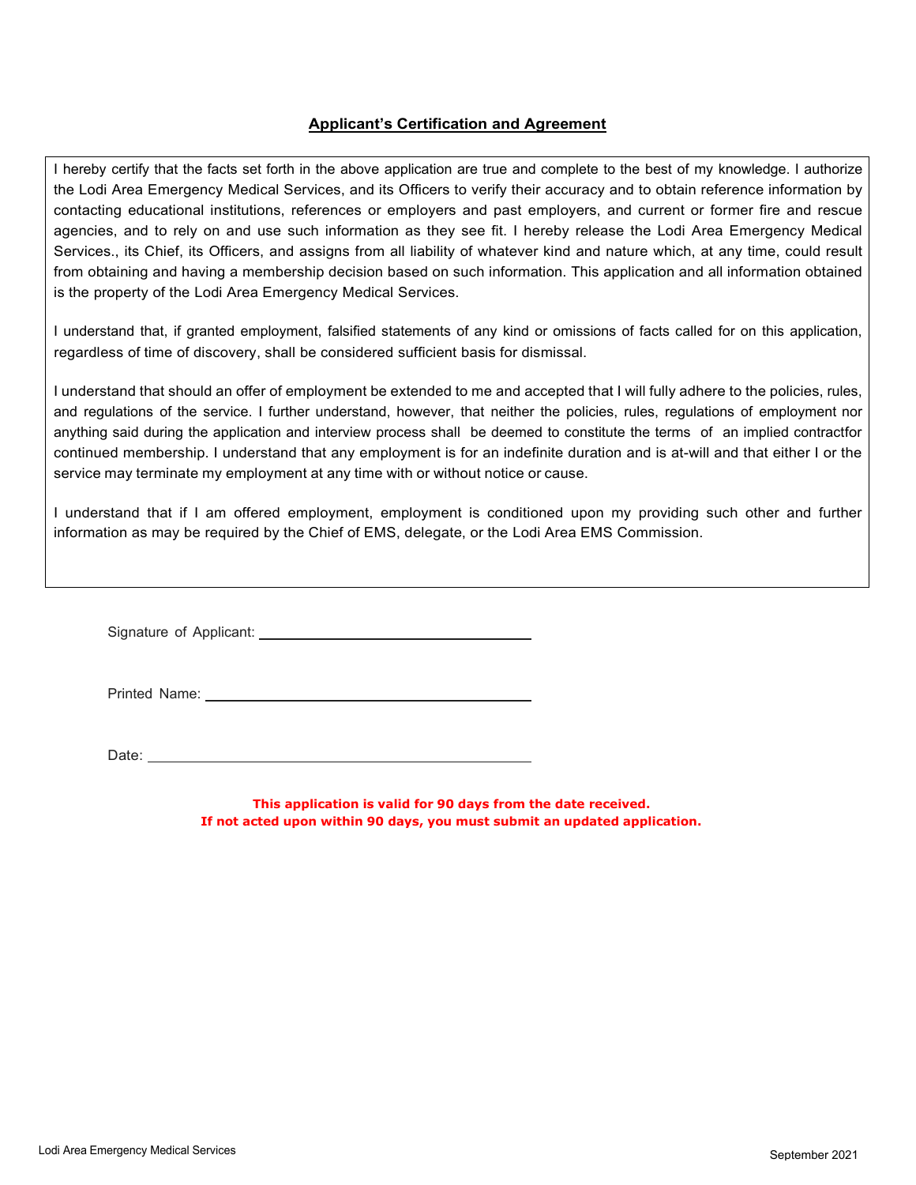## Applicant's Certification and Agreement

I hereby certify that the facts set forth in the above application are true and complete to the best of my knowledge. I authorize the Lodi Area Emergency Medical Services, and its Officers to verify their accuracy and to obtain reference information by contacting educational institutions, references or employers and past employers, and current or former fire and rescue agencies, and to rely on and use such information as they see fit. I hereby release the Lodi Area Emergency Medical Services., its Chief, its Officers, and assigns from all liability of whatever kind and nature which, at any time, could result from obtaining and having a membership decision based on such information. This application and all information obtained is the property of the Lodi Area Emergency Medical Services.

I understand that, if granted employment, falsified statements of any kind or omissions of facts called for on this application, regardless of time of discovery, shall be considered sufficient basis for dismissal.

I understand that should an offer of employment be extended to me and accepted that I will fully adhere to the policies, rules, and regulations of the service. I further understand, however, that neither the policies, rules, regulations of employment nor anything said during the application and interview process shall be deemed to constitute the terms of an implied contractfor continued membership. I understand that any employment is for an indefinite duration and is at-will and that either I or the service may terminate my employment at any time with or without notice or cause.

I understand that if I am offered employment, employment is conditioned upon my providing such other and further information as may be required by the Chief of EMS, delegate, or the Lodi Area EMS Commission.

Signature of Applicant: ______________________________

Printed Name: ______________________________

Date: ______________________________

**This application is valid for 90 days from the date received.**
**If not acted upon within 90 days, you must submit an updated application.**